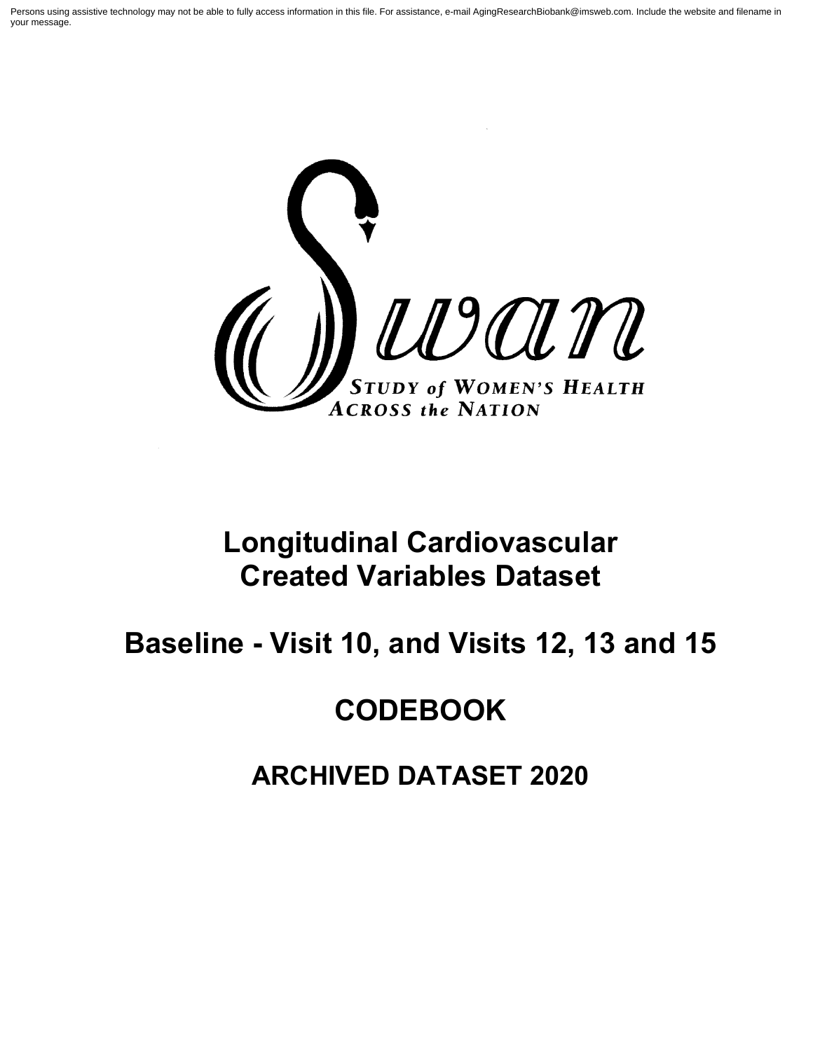Persons using assistive technology may not be able to fully access information in this file. For assistance, e-mail AgingResearchBiobank@imsweb.com. Include the website and filename in your message.

Swan

STUDY of WOMEN'S HEALTH ACROSS the NATION

# Longitudinal Cardiovascular Created Variables Dataset

## Baseline - Visit 10, and Visits 12, 13 and 15

## CODEBOOK

## ARCHIVED DATASET 2020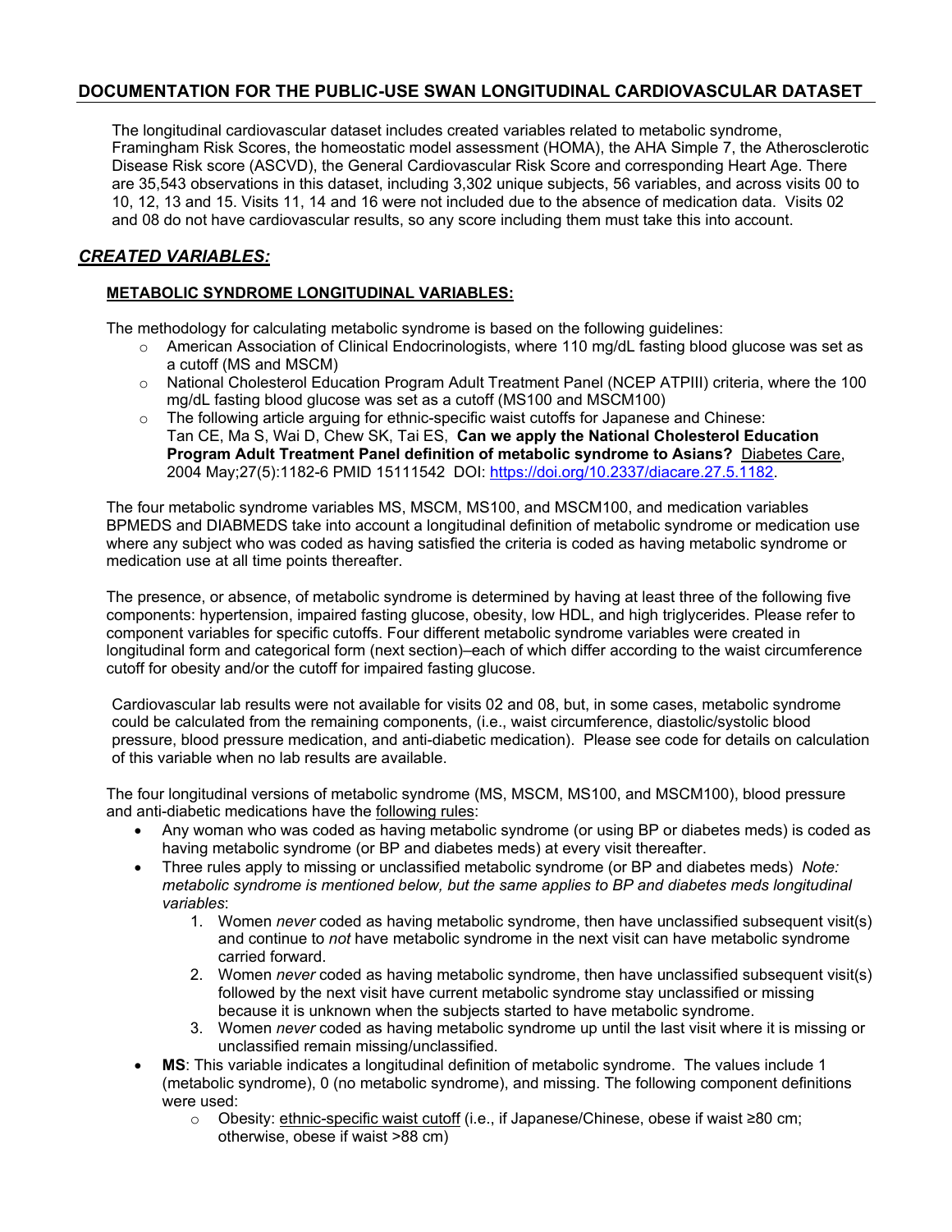## DOCUMENTATION FOR THE PUBLIC-USE SWAN LONGITUDINAL CARDIOVASCULAR DATASET

The longitudinal cardiovascular dataset includes created variables related to metabolic syndrome, Framingham Risk Scores, the homeostatic model assessment (HOMA), the AHA Simple 7, the Atherosclerotic Disease Risk score (ASCVD), the General Cardiovascular Risk Score and corresponding Heart Age. There are 35,543 observations in this dataset, including 3,302 unique subjects, 56 variables, and across visits 00 to 10, 12, 13 and 15. Visits 11, 14 and 16 were not included due to the absence of medication data. Visits 02 and 08 do not have cardiovascular results, so any score including them must take this into account.

### *CREATED VARIABLES:*

#### METABOLIC SYNDROME LONGITUDINAL VARIABLES:

The methodology for calculating metabolic syndrome is based on the following guidelines:

- American Association of Clinical Endocrinologists, where 110 mg/dL fasting blood glucose was set as a cutoff (MS and MSCM)
- National Cholesterol Education Program Adult Treatment Panel (NCEP ATPIII) criteria, where the 100 mg/dL fasting blood glucose was set as a cutoff (MS100 and MSCM100)
- The following article arguing for ethnic-specific waist cutoffs for Japanese and Chinese: Tan CE, Ma S, Wai D, Chew SK, Tai ES, **Can we apply the National Cholesterol Education Program Adult Treatment Panel definition of metabolic syndrome to Asians?** Diabetes Care, 2004 May;27(5):1182-6 PMID 15111542 DOI: https://doi.org/10.2337/diacare.27.5.1182.

The four metabolic syndrome variables MS, MSCM, MS100, and MSCM100, and medication variables BPMEDS and DIABMEDS take into account a longitudinal definition of metabolic syndrome or medication use where any subject who was coded as having satisfied the criteria is coded as having metabolic syndrome or medication use at all time points thereafter.

The presence, or absence, of metabolic syndrome is determined by having at least three of the following five components: hypertension, impaired fasting glucose, obesity, low HDL, and high triglycerides. Please refer to component variables for specific cutoffs. Four different metabolic syndrome variables were created in longitudinal form and categorical form (next section)–each of which differ according to the waist circumference cutoff for obesity and/or the cutoff for impaired fasting glucose.

Cardiovascular lab results were not available for visits 02 and 08, but, in some cases, metabolic syndrome could be calculated from the remaining components, (i.e., waist circumference, diastolic/systolic blood pressure, blood pressure medication, and anti-diabetic medication). Please see code for details on calculation of this variable when no lab results are available.

The four longitudinal versions of metabolic syndrome (MS, MSCM, MS100, and MSCM100), blood pressure and anti-diabetic medications have the following rules:

- Any woman who was coded as having metabolic syndrome (or using BP or diabetes meds) is coded as having metabolic syndrome (or BP and diabetes meds) at every visit thereafter.
- Three rules apply to missing or unclassified metabolic syndrome (or BP and diabetes meds) *Note: metabolic syndrome is mentioned below, but the same applies to BP and diabetes meds longitudinal variables*:
  1. Women *never* coded as having metabolic syndrome, then have unclassified subsequent visit(s) and continue to *not* have metabolic syndrome in the next visit can have metabolic syndrome carried forward.
  2. Women *never* coded as having metabolic syndrome, then have unclassified subsequent visit(s) followed by the next visit have current metabolic syndrome stay unclassified or missing because it is unknown when the subjects started to have metabolic syndrome.
  3. Women *never* coded as having metabolic syndrome up until the last visit where it is missing or unclassified remain missing/unclassified.
- **MS**: This variable indicates a longitudinal definition of metabolic syndrome. The values include 1 (metabolic syndrome), 0 (no metabolic syndrome), and missing. The following component definitions were used:
  - Obesity: ethnic-specific waist cutoff (i.e., if Japanese/Chinese, obese if waist ≥80 cm; otherwise, obese if waist >88 cm)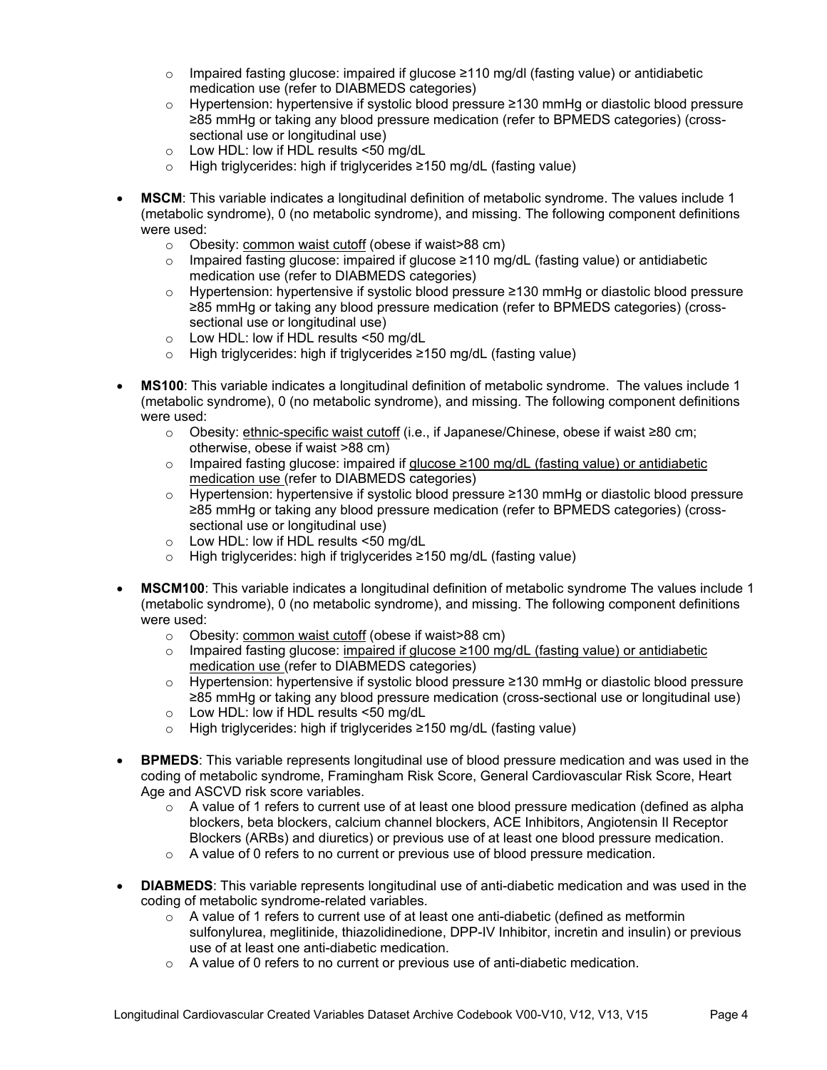- Impaired fasting glucose: impaired if glucose ≥110 mg/dl (fasting value) or antidiabetic medication use (refer to DIABMEDS categories)
  - Hypertension: hypertensive if systolic blood pressure ≥130 mmHg or diastolic blood pressure ≥85 mmHg or taking any blood pressure medication (refer to BPMEDS categories) (cross-sectional use or longitudinal use)
  - Low HDL: low if HDL results <50 mg/dL
  - High triglycerides: high if triglycerides ≥150 mg/dL (fasting value)

- **MSCM**: This variable indicates a longitudinal definition of metabolic syndrome. The values include 1 (metabolic syndrome), 0 (no metabolic syndrome), and missing. The following component definitions were used:
  - Obesity: <u>common waist cutoff</u> (obese if waist>88 cm)
  - Impaired fasting glucose: impaired if glucose ≥110 mg/dL (fasting value) or antidiabetic medication use (refer to DIABMEDS categories)
  - Hypertension: hypertensive if systolic blood pressure ≥130 mmHg or diastolic blood pressure ≥85 mmHg or taking any blood pressure medication (refer to BPMEDS categories) (cross-sectional use or longitudinal use)
  - Low HDL: low if HDL results <50 mg/dL
  - High triglycerides: high if triglycerides ≥150 mg/dL (fasting value)

- **MS100**: This variable indicates a longitudinal definition of metabolic syndrome. The values include 1 (metabolic syndrome), 0 (no metabolic syndrome), and missing. The following component definitions were used:
  - Obesity: <u>ethnic-specific waist cutoff</u> (i.e., if Japanese/Chinese, obese if waist ≥80 cm; otherwise, obese if waist >88 cm)
  - Impaired fasting glucose: impaired if <u>glucose ≥100 mg/dL (fasting value) or antidiabetic medication use</u> (refer to DIABMEDS categories)
  - Hypertension: hypertensive if systolic blood pressure ≥130 mmHg or diastolic blood pressure ≥85 mmHg or taking any blood pressure medication (refer to BPMEDS categories) (cross-sectional use or longitudinal use)
  - Low HDL: low if HDL results <50 mg/dL
  - High triglycerides: high if triglycerides ≥150 mg/dL (fasting value)

- **MSCM100**: This variable indicates a longitudinal definition of metabolic syndrome The values include 1 (metabolic syndrome), 0 (no metabolic syndrome), and missing. The following component definitions were used:
  - Obesity: <u>common waist cutoff</u> (obese if waist>88 cm)
  - Impaired fasting glucose: <u>impaired if glucose ≥100 mg/dL (fasting value) or antidiabetic medication use</u> (refer to DIABMEDS categories)
  - Hypertension: hypertensive if systolic blood pressure ≥130 mmHg or diastolic blood pressure ≥85 mmHg or taking any blood pressure medication (cross-sectional use or longitudinal use)
  - Low HDL: low if HDL results <50 mg/dL
  - High triglycerides: high if triglycerides ≥150 mg/dL (fasting value)

- **BPMEDS**: This variable represents longitudinal use of blood pressure medication and was used in the coding of metabolic syndrome, Framingham Risk Score, General Cardiovascular Risk Score, Heart Age and ASCVD risk score variables.
  - A value of 1 refers to current use of at least one blood pressure medication (defined as alpha blockers, beta blockers, calcium channel blockers, ACE Inhibitors, Angiotensin II Receptor Blockers (ARBs) and diuretics) or previous use of at least one blood pressure medication.
  - A value of 0 refers to no current or previous use of blood pressure medication.

- **DIABMEDS**: This variable represents longitudinal use of anti-diabetic medication and was used in the coding of metabolic syndrome-related variables.
  - A value of 1 refers to current use of at least one anti-diabetic (defined as metformin sulfonylurea, meglitinide, thiazolidinedione, DPP-IV Inhibitor, incretin and insulin) or previous use of at least one anti-diabetic medication.
  - A value of 0 refers to no current or previous use of anti-diabetic medication.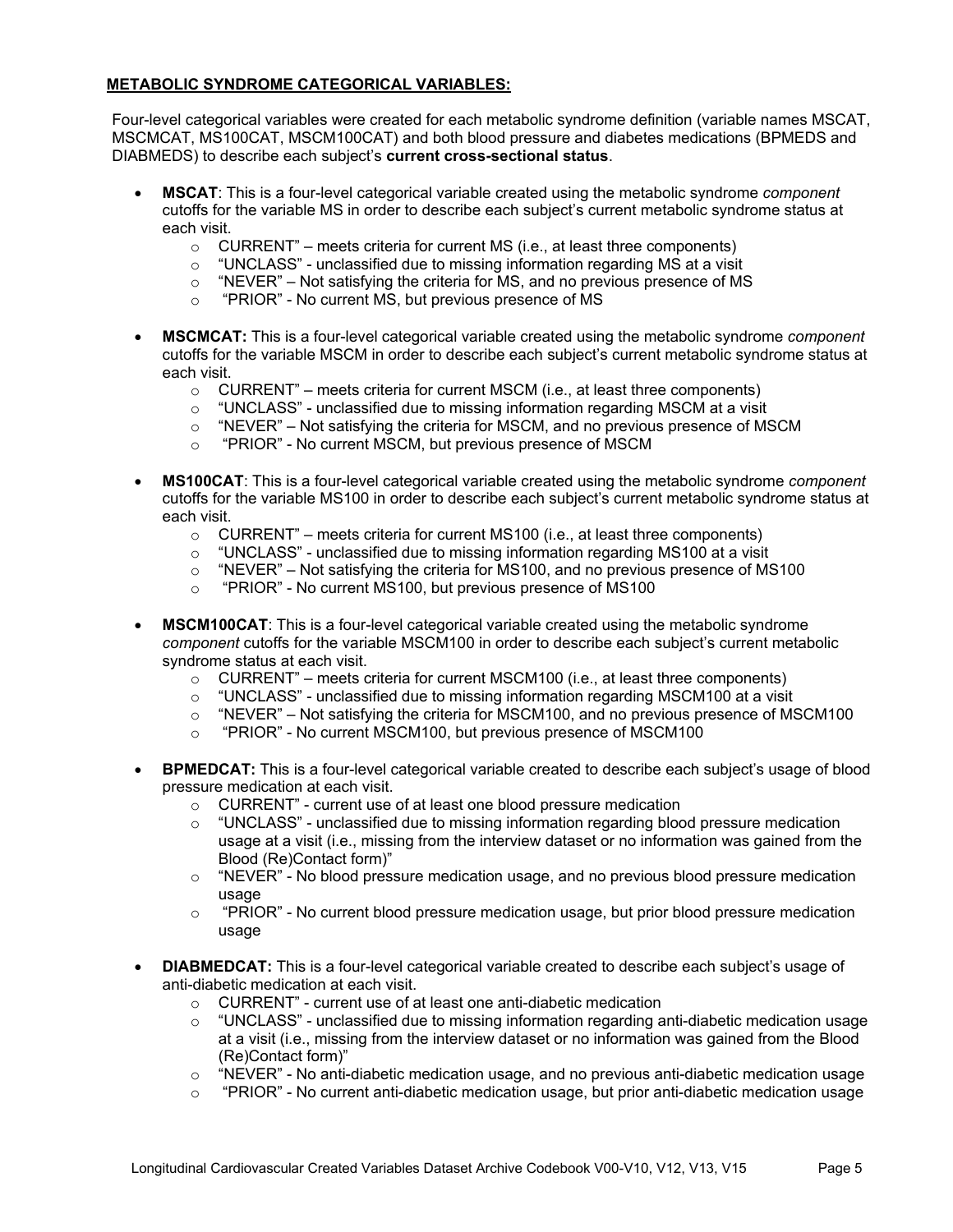**METABOLIC SYNDROME CATEGORICAL VARIABLES:**

Four-level categorical variables were created for each metabolic syndrome definition (variable names MSCAT, MSCMCAT, MS100CAT, MSCM100CAT) and both blood pressure and diabetes medications (BPMEDS and DIABMEDS) to describe each subject's **current cross-sectional status**.

- **MSCAT**: This is a four-level categorical variable created using the metabolic syndrome *component* cutoffs for the variable MS in order to describe each subject's current metabolic syndrome status at each visit.
    - CURRENT" – meets criteria for current MS (i.e., at least three components)
    - "UNCLASS" - unclassified due to missing information regarding MS at a visit
    - "NEVER" – Not satisfying the criteria for MS, and no previous presence of MS
    - "PRIOR" - No current MS, but previous presence of MS
- **MSCMCAT:** This is a four-level categorical variable created using the metabolic syndrome *component* cutoffs for the variable MSCM in order to describe each subject's current metabolic syndrome status at each visit.
    - CURRENT" – meets criteria for current MSCM (i.e., at least three components)
    - "UNCLASS" - unclassified due to missing information regarding MSCM at a visit
    - "NEVER" – Not satisfying the criteria for MSCM, and no previous presence of MSCM
    - "PRIOR" - No current MSCM, but previous presence of MSCM
- **MS100CAT**: This is a four-level categorical variable created using the metabolic syndrome *component* cutoffs for the variable MS100 in order to describe each subject's current metabolic syndrome status at each visit.
    - CURRENT" – meets criteria for current MS100 (i.e., at least three components)
    - "UNCLASS" - unclassified due to missing information regarding MS100 at a visit
    - "NEVER" – Not satisfying the criteria for MS100, and no previous presence of MS100
    - "PRIOR" - No current MS100, but previous presence of MS100
- **MSCM100CAT**: This is a four-level categorical variable created using the metabolic syndrome *component* cutoffs for the variable MSCM100 in order to describe each subject's current metabolic syndrome status at each visit.
    - CURRENT" – meets criteria for current MSCM100 (i.e., at least three components)
    - "UNCLASS" - unclassified due to missing information regarding MSCM100 at a visit
    - "NEVER" – Not satisfying the criteria for MSCM100, and no previous presence of MSCM100
    - "PRIOR" - No current MSCM100, but previous presence of MSCM100
- **BPMEDCAT:** This is a four-level categorical variable created to describe each subject's usage of blood pressure medication at each visit.
    - CURRENT" - current use of at least one blood pressure medication
    - "UNCLASS" - unclassified due to missing information regarding blood pressure medication usage at a visit (i.e., missing from the interview dataset or no information was gained from the Blood (Re)Contact form)"
    - "NEVER" - No blood pressure medication usage, and no previous blood pressure medication usage
    - "PRIOR" - No current blood pressure medication usage, but prior blood pressure medication usage
- **DIABMEDCAT:** This is a four-level categorical variable created to describe each subject's usage of anti-diabetic medication at each visit.
    - CURRENT" - current use of at least one anti-diabetic medication
    - "UNCLASS" - unclassified due to missing information regarding anti-diabetic medication usage at a visit (i.e., missing from the interview dataset or no information was gained from the Blood (Re)Contact form)"
    - "NEVER" - No anti-diabetic medication usage, and no previous anti-diabetic medication usage
    - "PRIOR" - No current anti-diabetic medication usage, but prior anti-diabetic medication usage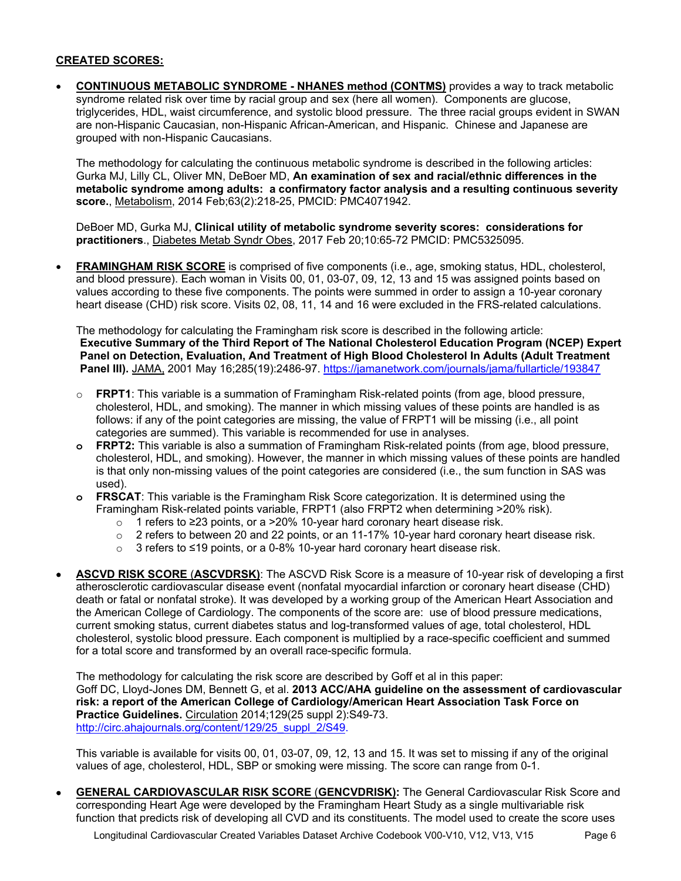**CREATED SCORES:**

- **CONTINUOUS METABOLIC SYNDROME - NHANES method (CONTMS)** provides a way to track metabolic syndrome related risk over time by racial group and sex (here all women). Components are glucose, triglycerides, HDL, waist circumference, and systolic blood pressure. The three racial groups evident in SWAN are non-Hispanic Caucasian, non-Hispanic African-American, and Hispanic. Chinese and Japanese are grouped with non-Hispanic Caucasians.

  The methodology for calculating the continuous metabolic syndrome is described in the following articles: Gurka MJ, Lilly CL, Oliver MN, DeBoer MD, **An examination of sex and racial/ethnic differences in the metabolic syndrome among adults: a confirmatory factor analysis and a resulting continuous severity score.**, Metabolism, 2014 Feb;63(2):218-25, PMCID: PMC4071942.

  DeBoer MD, Gurka MJ, **Clinical utility of metabolic syndrome severity scores: considerations for practitioners**., Diabetes Metab Syndr Obes, 2017 Feb 20;10:65-72 PMCID: PMC5325095.

- **FRAMINGHAM RISK SCORE** is comprised of five components (i.e., age, smoking status, HDL, cholesterol, and blood pressure). Each woman in Visits 00, 01, 03-07, 09, 12, 13 and 15 was assigned points based on values according to these five components. The points were summed in order to assign a 10-year coronary heart disease (CHD) risk score. Visits 02, 08, 11, 14 and 16 were excluded in the FRS-related calculations.

  The methodology for calculating the Framingham risk score is described in the following article: **Executive Summary of the Third Report of The National Cholesterol Education Program (NCEP) Expert Panel on Detection, Evaluation, And Treatment of High Blood Cholesterol In Adults (Adult Treatment Panel III).** JAMA, 2001 May 16;285(19):2486-97. https://jamanetwork.com/journals/jama/fullarticle/193847

  - **FRPT1**: This variable is a summation of Framingham Risk-related points (from age, blood pressure, cholesterol, HDL, and smoking). The manner in which missing values of these points are handled is as follows: if any of the point categories are missing, the value of FRPT1 will be missing (i.e., all point categories are summed). This variable is recommended for use in analyses.
  - **FRPT2:** This variable is also a summation of Framingham Risk-related points (from age, blood pressure, cholesterol, HDL, and smoking). However, the manner in which missing values of these points are handled is that only non-missing values of the point categories are considered (i.e., the sum function in SAS was used).
  - **FRSCAT**: This variable is the Framingham Risk Score categorization. It is determined using the Framingham Risk-related points variable, FRPT1 (also FRPT2 when determining >20% risk).
    - 1 refers to ≥23 points, or a >20% 10-year hard coronary heart disease risk.
    - 2 refers to between 20 and 22 points, or an 11-17% 10-year hard coronary heart disease risk.
    - 3 refers to ≤19 points, or a 0-8% 10-year hard coronary heart disease risk.

- **ASCVD RISK SCORE (ASCVDRSK)**: The ASCVD Risk Score is a measure of 10-year risk of developing a first atherosclerotic cardiovascular disease event (nonfatal myocardial infarction or coronary heart disease (CHD) death or fatal or nonfatal stroke). It was developed by a working group of the American Heart Association and the American College of Cardiology. The components of the score are: use of blood pressure medications, current smoking status, current diabetes status and log-transformed values of age, total cholesterol, HDL cholesterol, systolic blood pressure. Each component is multiplied by a race-specific coefficient and summed for a total score and transformed by an overall race-specific formula.

  The methodology for calculating the risk score are described by Goff et al in this paper: Goff DC, Lloyd-Jones DM, Bennett G, et al. **2013 ACC/AHA guideline on the assessment of cardiovascular risk: a report of the American College of Cardiology/American Heart Association Task Force on Practice Guidelines.** Circulation 2014;129(25 suppl 2):S49-73. http://circ.ahajournals.org/content/129/25_suppl_2/S49.

  This variable is available for visits 00, 01, 03-07, 09, 12, 13 and 15. It was set to missing if any of the original values of age, cholesterol, HDL, SBP or smoking were missing. The score can range from 0-1.

- **GENERAL CARDIOVASCULAR RISK SCORE (GENCVDRISK):** The General Cardiovascular Risk Score and corresponding Heart Age were developed by the Framingham Heart Study as a single multivariable risk function that predicts risk of developing all CVD and its constituents. The model used to create the score uses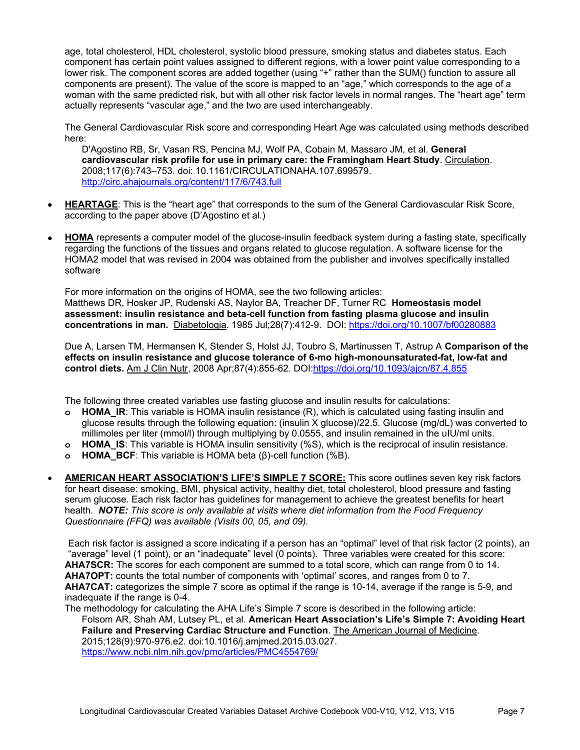age, total cholesterol, HDL cholesterol, systolic blood pressure, smoking status and diabetes status. Each component has certain point values assigned to different regions, with a lower point value corresponding to a lower risk. The component scores are added together (using "+" rather than the SUM() function to assure all components are present). The value of the score is mapped to an "age," which corresponds to the age of a woman with the same predicted risk, but with all other risk factor levels in normal ranges. The "heart age" term actually represents "vascular age," and the two are used interchangeably.

The General Cardiovascular Risk score and corresponding Heart Age was calculated using methods described here:

> D'Agostino RB, Sr, Vasan RS, Pencina MJ, Wolf PA, Cobain M, Massaro JM, et al. **General cardiovascular risk profile for use in primary care: the Framingham Heart Study**. Circulation. 2008;117(6):743–753. doi: 10.1161/CIRCULATIONAHA.107.699579. http://circ.ahajournals.org/content/117/6/743.full

- **HEARTAGE**: This is the "heart age" that corresponds to the sum of the General Cardiovascular Risk Score, according to the paper above (D'Agostino et al.)

- **HOMA** represents a computer model of the glucose-insulin feedback system during a fasting state, specifically regarding the functions of the tissues and organs related to glucose regulation. A software license for the HOMA2 model that was revised in 2004 was obtained from the publisher and involves specifically installed software

  For more information on the origins of HOMA, see the two following articles:
  Matthews DR, Hosker JP, Rudenski AS, Naylor BA, Treacher DF, Turner RC **Homeostasis model assessment: insulin resistance and beta-cell function from fasting plasma glucose and insulin concentrations in man.** Diabetologia. 1985 Jul;28(7):412-9. DOI: https://doi.org/10.1007/bf00280883

  Due A, Larsen TM, Hermansen K, Stender S, Holst JJ, Toubro S, Martinussen T, Astrup A **Comparison of the effects on insulin resistance and glucose tolerance of 6-mo high-monounsaturated-fat, low-fat and control diets.** Am J Clin Nutr, 2008 Apr;87(4):855-62. DOI:https://doi.org/10.1093/ajcn/87.4.855

  The following three created variables use fasting glucose and insulin results for calculations:
  - **HOMA_IR**: This variable is HOMA insulin resistance (R), which is calculated using fasting insulin and glucose results through the following equation: (insulin X glucose)/22.5. Glucose (mg/dL) was converted to millimoles per liter (mmol/l) through multiplying by 0.0555, and insulin remained in the uIU/ml units.
  - **HOMA_IS**: This variable is HOMA insulin sensitivity (%S), which is the reciprocal of insulin resistance.
  - **HOMA_BCF**: This variable is HOMA beta (β)-cell function (%B).

- **AMERICAN HEART ASSOCIATION'S LIFE'S SIMPLE 7 SCORE:** This score outlines seven key risk factors for heart disease: smoking, BMI, physical activity, healthy diet, total cholesterol, blood pressure and fasting serum glucose. Each risk factor has guidelines for management to achieve the greatest benefits for heart health. ***NOTE:*** *This score is only available at visits where diet information from the Food Frequency Questionnaire (FFQ) was available (Visits 00, 05, and 09).*

  Each risk factor is assigned a score indicating if a person has an "optimal" level of that risk factor (2 points), an "average" level (1 point), or an "inadequate" level (0 points). Three variables were created for this score:
  **AHA7SCR:** The scores for each component are summed to a total score, which can range from 0 to 14.
  **AHA7OPT:** counts the total number of components with 'optimal' scores, and ranges from 0 to 7.
  **AHA7CAT:** categorizes the simple 7 score as optimal if the range is 10-14, average if the range is 5-9, and inadequate if the range is 0-4.
  The methodology for calculating the AHA Life's Simple 7 score is described in the following article:

  > Folsom AR, Shah AM, Lutsey PL, et al. **American Heart Association's Life's Simple 7: Avoiding Heart Failure and Preserving Cardiac Structure and Function**. The American Journal of Medicine. 2015;128(9):970-976.e2. doi:10.1016/j.amjmed.2015.03.027. https://www.ncbi.nlm.nih.gov/pmc/articles/PMC4554769/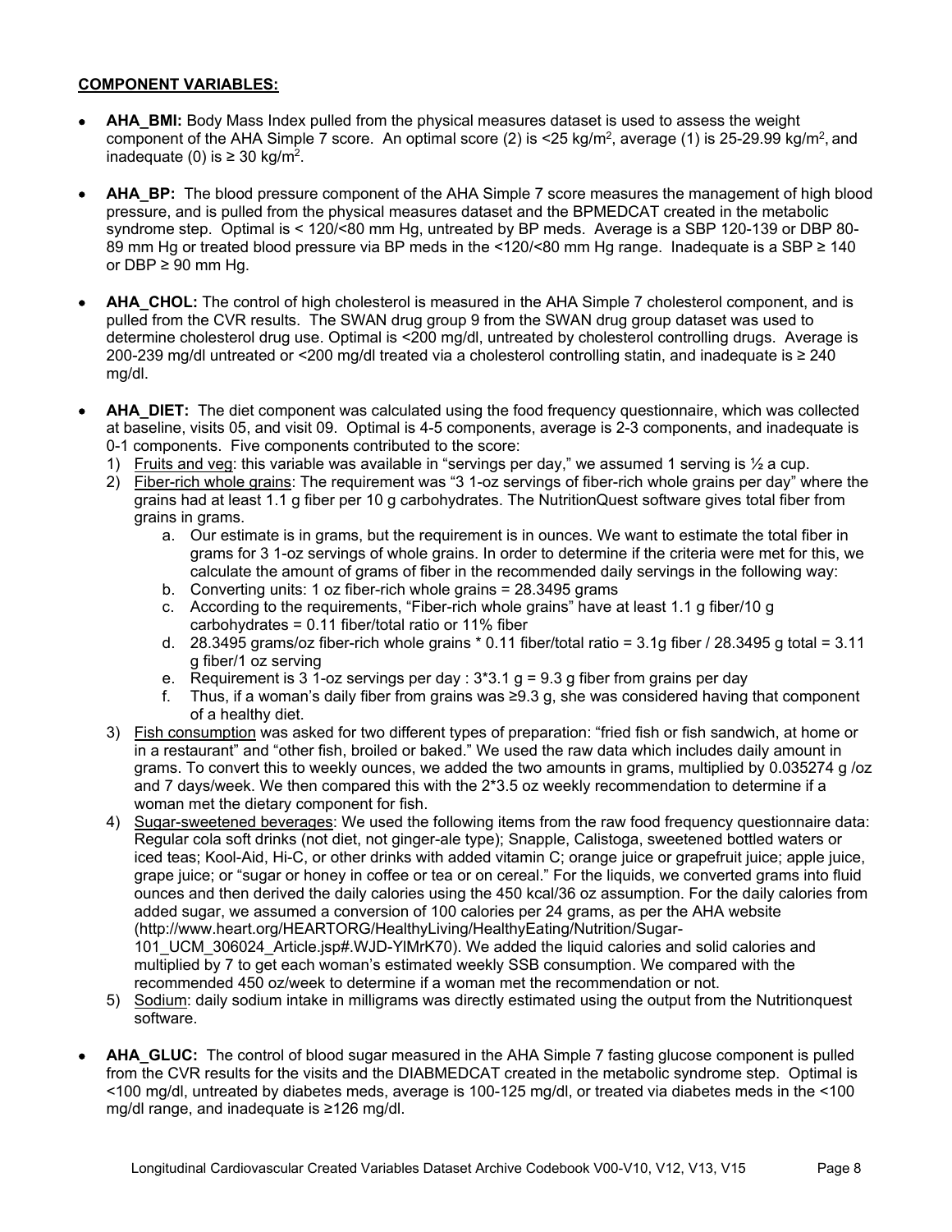**COMPONENT VARIABLES:**

- **AHA_BMI:** Body Mass Index pulled from the physical measures dataset is used to assess the weight component of the AHA Simple 7 score. An optimal score (2) is <25 kg/m$^2$, average (1) is 25-29.99 kg/m$^2$, and inadequate (0) is ≥ 30 kg/m$^2$.

- **AHA_BP:** The blood pressure component of the AHA Simple 7 score measures the management of high blood pressure, and is pulled from the physical measures dataset and the BPMEDCAT created in the metabolic syndrome step. Optimal is < 120/<80 mm Hg, untreated by BP meds. Average is a SBP 120-139 or DBP 80-89 mm Hg or treated blood pressure via BP meds in the <120/<80 mm Hg range. Inadequate is a SBP ≥ 140 or DBP ≥ 90 mm Hg.

- **AHA_CHOL:** The control of high cholesterol is measured in the AHA Simple 7 cholesterol component, and is pulled from the CVR results. The SWAN drug group 9 from the SWAN drug group dataset was used to determine cholesterol drug use. Optimal is <200 mg/dl, untreated by cholesterol controlling drugs. Average is 200-239 mg/dl untreated or <200 mg/dl treated via a cholesterol controlling statin, and inadequate is ≥ 240 mg/dl.

- **AHA_DIET:** The diet component was calculated using the food frequency questionnaire, which was collected at baseline, visits 05, and visit 09. Optimal is 4-5 components, average is 2-3 components, and inadequate is 0-1 components. Five components contributed to the score:
  1) Fruits and veg: this variable was available in "servings per day," we assumed 1 serving is ½ a cup.
  2) Fiber-rich whole grains: The requirement was "3 1-oz servings of fiber-rich whole grains per day" where the grains had at least 1.1 g fiber per 10 g carbohydrates. The NutritionQuest software gives total fiber from grains in grams.
     a. Our estimate is in grams, but the requirement is in ounces. We want to estimate the total fiber in grams for 3 1-oz servings of whole grains. In order to determine if the criteria were met for this, we calculate the amount of grams of fiber in the recommended daily servings in the following way:
     b. Converting units: 1 oz fiber-rich whole grains = 28.3495 grams
     c. According to the requirements, "Fiber-rich whole grains" have at least 1.1 g fiber/10 g carbohydrates = 0.11 fiber/total ratio or 11% fiber
     d. 28.3495 grams/oz fiber-rich whole grains * 0.11 fiber/total ratio = 3.1g fiber / 28.3495 g total = 3.11 g fiber/1 oz serving
     e. Requirement is 3 1-oz servings per day : 3*3.1 g = 9.3 g fiber from grains per day
     f. Thus, if a woman's daily fiber from grains was ≥9.3 g, she was considered having that component of a healthy diet.
  3) Fish consumption was asked for two different types of preparation: "fried fish or fish sandwich, at home or in a restaurant" and "other fish, broiled or baked." We used the raw data which includes daily amount in grams. To convert this to weekly ounces, we added the two amounts in grams, multiplied by 0.035274 g /oz and 7 days/week. We then compared this with the 2*3.5 oz weekly recommendation to determine if a woman met the dietary component for fish.
  4) Sugar-sweetened beverages: We used the following items from the raw food frequency questionnaire data: Regular cola soft drinks (not diet, not ginger-ale type); Snapple, Calistoga, sweetened bottled waters or iced teas; Kool-Aid, Hi-C, or other drinks with added vitamin C; orange juice or grapefruit juice; apple juice, grape juice; or "sugar or honey in coffee or tea or on cereal." For the liquids, we converted grams into fluid ounces and then derived the daily calories using the 450 kcal/36 oz assumption. For the daily calories from added sugar, we assumed a conversion of 100 calories per 24 grams, as per the AHA website (http://www.heart.org/HEARTORG/HealthyLiving/HealthyEating/Nutrition/Sugar-101_UCM_306024_Article.jsp#.WJD-YlMrK70). We added the liquid calories and solid calories and multiplied by 7 to get each woman's estimated weekly SSB consumption. We compared with the recommended 450 oz/week to determine if a woman met the recommendation or not.
  5) Sodium: daily sodium intake in milligrams was directly estimated using the output from the Nutritionquest software.

- **AHA_GLUC:** The control of blood sugar measured in the AHA Simple 7 fasting glucose component is pulled from the CVR results for the visits and the DIABMEDCAT created in the metabolic syndrome step. Optimal is <100 mg/dl, untreated by diabetes meds, average is 100-125 mg/dl, or treated via diabetes meds in the <100 mg/dl range, and inadequate is ≥126 mg/dl.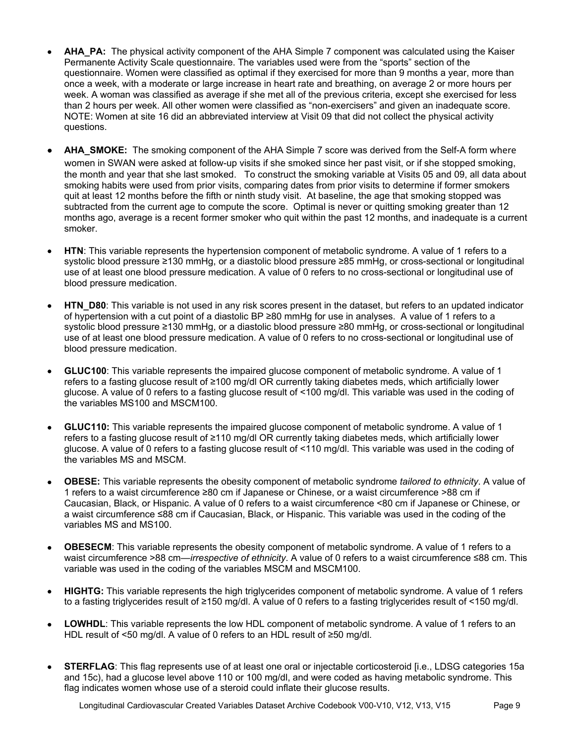- **AHA_PA:** The physical activity component of the AHA Simple 7 component was calculated using the Kaiser Permanente Activity Scale questionnaire. The variables used were from the "sports" section of the questionnaire. Women were classified as optimal if they exercised for more than 9 months a year, more than once a week, with a moderate or large increase in heart rate and breathing, on average 2 or more hours per week. A woman was classified as average if she met all of the previous criteria, except she exercised for less than 2 hours per week. All other women were classified as "non-exercisers" and given an inadequate score. NOTE: Women at site 16 did an abbreviated interview at Visit 09 that did not collect the physical activity questions.

- **AHA_SMOKE:** The smoking component of the AHA Simple 7 score was derived from the Self-A form where women in SWAN were asked at follow-up visits if she smoked since her past visit, or if she stopped smoking, the month and year that she last smoked. To construct the smoking variable at Visits 05 and 09, all data about smoking habits were used from prior visits, comparing dates from prior visits to determine if former smokers quit at least 12 months before the fifth or ninth study visit. At baseline, the age that smoking stopped was subtracted from the current age to compute the score. Optimal is never or quitting smoking greater than 12 months ago, average is a recent former smoker who quit within the past 12 months, and inadequate is a current smoker.

- **HTN**: This variable represents the hypertension component of metabolic syndrome. A value of 1 refers to a systolic blood pressure ≥130 mmHg, or a diastolic blood pressure ≥85 mmHg, or cross-sectional or longitudinal use of at least one blood pressure medication. A value of 0 refers to no cross-sectional or longitudinal use of blood pressure medication.

- **HTN_D80**: This variable is not used in any risk scores present in the dataset, but refers to an updated indicator of hypertension with a cut point of a diastolic BP ≥80 mmHg for use in analyses. A value of 1 refers to a systolic blood pressure ≥130 mmHg, or a diastolic blood pressure ≥80 mmHg, or cross-sectional or longitudinal use of at least one blood pressure medication. A value of 0 refers to no cross-sectional or longitudinal use of blood pressure medication.

- **GLUC100**: This variable represents the impaired glucose component of metabolic syndrome. A value of 1 refers to a fasting glucose result of ≥100 mg/dl OR currently taking diabetes meds, which artificially lower glucose. A value of 0 refers to a fasting glucose result of <100 mg/dl. This variable was used in the coding of the variables MS100 and MSCM100.

- **GLUC110:** This variable represents the impaired glucose component of metabolic syndrome. A value of 1 refers to a fasting glucose result of ≥110 mg/dl OR currently taking diabetes meds, which artificially lower glucose. A value of 0 refers to a fasting glucose result of <110 mg/dl. This variable was used in the coding of the variables MS and MSCM.

- **OBESE:** This variable represents the obesity component of metabolic syndrome *tailored to ethnicity*. A value of 1 refers to a waist circumference ≥80 cm if Japanese or Chinese, or a waist circumference >88 cm if Caucasian, Black, or Hispanic. A value of 0 refers to a waist circumference <80 cm if Japanese or Chinese, or a waist circumference ≤88 cm if Caucasian, Black, or Hispanic. This variable was used in the coding of the variables MS and MS100.

- **OBESECM**: This variable represents the obesity component of metabolic syndrome. A value of 1 refers to a waist circumference >88 cm—*irrespective of ethnicity*. A value of 0 refers to a waist circumference ≤88 cm. This variable was used in the coding of the variables MSCM and MSCM100.

- **HIGHTG:** This variable represents the high triglycerides component of metabolic syndrome. A value of 1 refers to a fasting triglycerides result of ≥150 mg/dl. A value of 0 refers to a fasting triglycerides result of <150 mg/dl.

- **LOWHDL**: This variable represents the low HDL component of metabolic syndrome. A value of 1 refers to an HDL result of <50 mg/dl. A value of 0 refers to an HDL result of ≥50 mg/dl.

- **STERFLAG**: This flag represents use of at least one oral or injectable corticosteroid [i.e., LDSG categories 15a and 15c), had a glucose level above 110 or 100 mg/dl, and were coded as having metabolic syndrome. This flag indicates women whose use of a steroid could inflate their glucose results.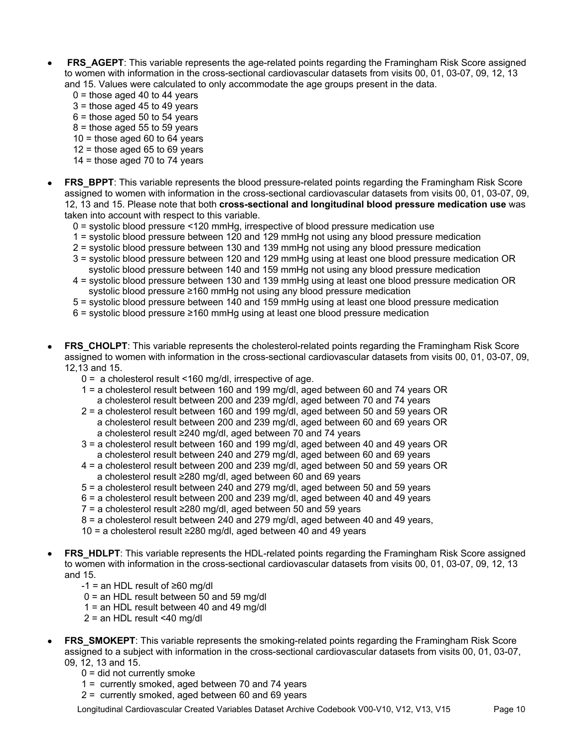- **FRS_AGEPT**: This variable represents the age-related points regarding the Framingham Risk Score assigned to women with information in the cross-sectional cardiovascular datasets from visits 00, 01, 03-07, 09, 12, 13 and 15. Values were calculated to only accommodate the age groups present in the data.
  - 0 = those aged 40 to 44 years
  - 3 = those aged 45 to 49 years
  - 6 = those aged 50 to 54 years
  - 8 = those aged 55 to 59 years
  - 10 = those aged 60 to 64 years
  - 12 = those aged 65 to 69 years
  - 14 = those aged 70 to 74 years

- **FRS_BPPT**: This variable represents the blood pressure-related points regarding the Framingham Risk Score assigned to women with information in the cross-sectional cardiovascular datasets from visits 00, 01, 03-07, 09, 12, 13 and 15. Please note that both **cross-sectional and longitudinal blood pressure medication use** was taken into account with respect to this variable.
  - 0 = systolic blood pressure <120 mmHg, irrespective of blood pressure medication use
  - 1 = systolic blood pressure between 120 and 129 mmHg not using any blood pressure medication
  - 2 = systolic blood pressure between 130 and 139 mmHg not using any blood pressure medication
  - 3 = systolic blood pressure between 120 and 129 mmHg using at least one blood pressure medication OR systolic blood pressure between 140 and 159 mmHg not using any blood pressure medication
  - 4 = systolic blood pressure between 130 and 139 mmHg using at least one blood pressure medication OR systolic blood pressure ≥160 mmHg not using any blood pressure medication
  - 5 = systolic blood pressure between 140 and 159 mmHg using at least one blood pressure medication
  - 6 = systolic blood pressure ≥160 mmHg using at least one blood pressure medication

- **FRS_CHOLPT**: This variable represents the cholesterol-related points regarding the Framingham Risk Score assigned to women with information in the cross-sectional cardiovascular datasets from visits 00, 01, 03-07, 09, 12,13 and 15.
  - 0 = a cholesterol result <160 mg/dl, irrespective of age.
  - 1 = a cholesterol result between 160 and 199 mg/dl, aged between 60 and 74 years OR a cholesterol result between 200 and 239 mg/dl, aged between 70 and 74 years
  - 2 = a cholesterol result between 160 and 199 mg/dl, aged between 50 and 59 years OR a cholesterol result between 200 and 239 mg/dl, aged between 60 and 69 years OR a cholesterol result ≥240 mg/dl, aged between 70 and 74 years
  - 3 = a cholesterol result between 160 and 199 mg/dl, aged between 40 and 49 years OR a cholesterol result between 240 and 279 mg/dl, aged between 60 and 69 years
  - 4 = a cholesterol result between 200 and 239 mg/dl, aged between 50 and 59 years OR a cholesterol result ≥280 mg/dl, aged between 60 and 69 years
  - 5 = a cholesterol result between 240 and 279 mg/dl, aged between 50 and 59 years
  - 6 = a cholesterol result between 200 and 239 mg/dl, aged between 40 and 49 years
  - 7 = a cholesterol result ≥280 mg/dl, aged between 50 and 59 years
  - 8 = a cholesterol result between 240 and 279 mg/dl, aged between 40 and 49 years,
  - 10 = a cholesterol result ≥280 mg/dl, aged between 40 and 49 years

- **FRS_HDLPT**: This variable represents the HDL-related points regarding the Framingham Risk Score assigned to women with information in the cross-sectional cardiovascular datasets from visits 00, 01, 03-07, 09, 12, 13 and 15.
  - -1 = an HDL result of ≥60 mg/dl
  - 0 = an HDL result between 50 and 59 mg/dl
  - 1 = an HDL result between 40 and 49 mg/dl
  - 2 = an HDL result <40 mg/dl

- **FRS_SMOKEPT**: This variable represents the smoking-related points regarding the Framingham Risk Score assigned to a subject with information in the cross-sectional cardiovascular datasets from visits 00, 01, 03-07, 09, 12, 13 and 15.
  - 0 = did not currently smoke
  - 1 = currently smoked, aged between 70 and 74 years
  - 2 = currently smoked, aged between 60 and 69 years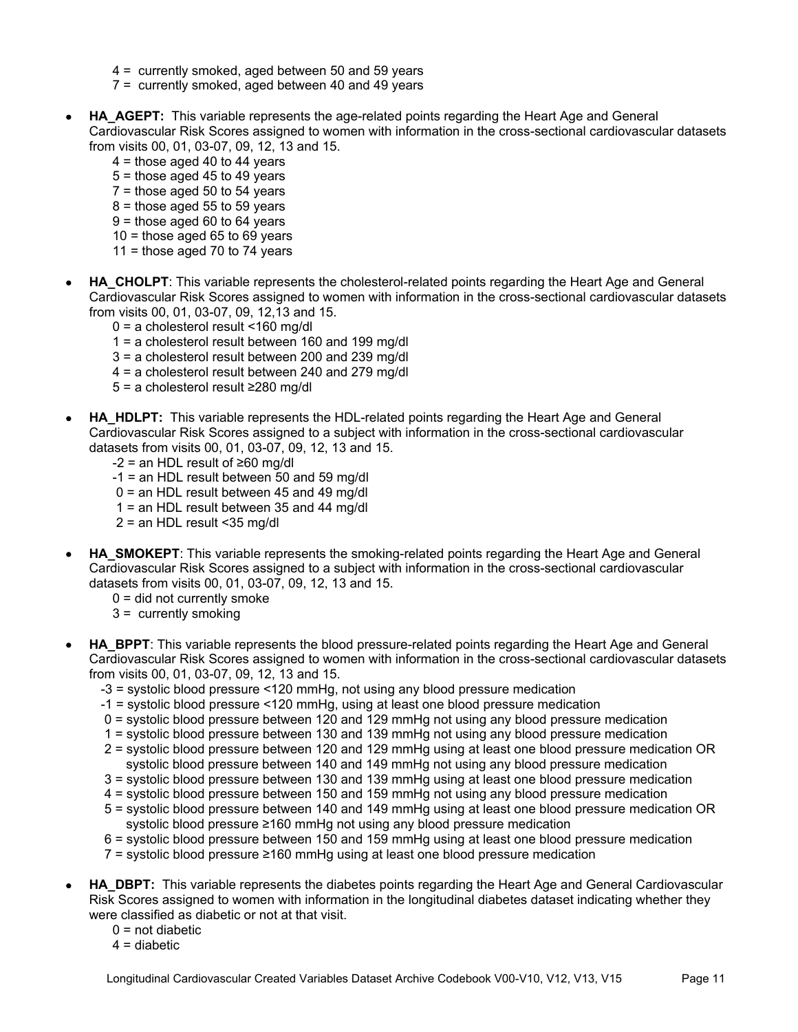4 = currently smoked, aged between 50 and 59 years
7 = currently smoked, aged between 40 and 49 years

- **HA_AGEPT:** This variable represents the age-related points regarding the Heart Age and General Cardiovascular Risk Scores assigned to women with information in the cross-sectional cardiovascular datasets from visits 00, 01, 03-07, 09, 12, 13 and 15.
  - 4 = those aged 40 to 44 years
  - 5 = those aged 45 to 49 years
  - 7 = those aged 50 to 54 years
  - 8 = those aged 55 to 59 years
  - 9 = those aged 60 to 64 years
  - 10 = those aged 65 to 69 years
  - 11 = those aged 70 to 74 years

- **HA_CHOLPT**: This variable represents the cholesterol-related points regarding the Heart Age and General Cardiovascular Risk Scores assigned to women with information in the cross-sectional cardiovascular datasets from visits 00, 01, 03-07, 09, 12,13 and 15.
  - 0 = a cholesterol result <160 mg/dl
  - 1 = a cholesterol result between 160 and 199 mg/dl
  - 3 = a cholesterol result between 200 and 239 mg/dl
  - 4 = a cholesterol result between 240 and 279 mg/dl
  - 5 = a cholesterol result ≥280 mg/dl

- **HA_HDLPT:** This variable represents the HDL-related points regarding the Heart Age and General Cardiovascular Risk Scores assigned to a subject with information in the cross-sectional cardiovascular datasets from visits 00, 01, 03-07, 09, 12, 13 and 15.
  - -2 = an HDL result of ≥60 mg/dl
  - -1 = an HDL result between 50 and 59 mg/dl
  - 0 = an HDL result between 45 and 49 mg/dl
  - 1 = an HDL result between 35 and 44 mg/dl
  - 2 = an HDL result <35 mg/dl

- **HA_SMOKEPT**: This variable represents the smoking-related points regarding the Heart Age and General Cardiovascular Risk Scores assigned to a subject with information in the cross-sectional cardiovascular datasets from visits 00, 01, 03-07, 09, 12, 13 and 15.
  - 0 = did not currently smoke
  - 3 = currently smoking

- **HA_BPPT**: This variable represents the blood pressure-related points regarding the Heart Age and General Cardiovascular Risk Scores assigned to women with information in the cross-sectional cardiovascular datasets from visits 00, 01, 03-07, 09, 12, 13 and 15.
  - -3 = systolic blood pressure <120 mmHg, not using any blood pressure medication
  - -1 = systolic blood pressure <120 mmHg, using at least one blood pressure medication
  - 0 = systolic blood pressure between 120 and 129 mmHg not using any blood pressure medication
  - 1 = systolic blood pressure between 130 and 139 mmHg not using any blood pressure medication
  - 2 = systolic blood pressure between 120 and 129 mmHg using at least one blood pressure medication OR systolic blood pressure between 140 and 149 mmHg not using any blood pressure medication
  - 3 = systolic blood pressure between 130 and 139 mmHg using at least one blood pressure medication
  - 4 = systolic blood pressure between 150 and 159 mmHg not using any blood pressure medication
  - 5 = systolic blood pressure between 140 and 149 mmHg using at least one blood pressure medication OR systolic blood pressure ≥160 mmHg not using any blood pressure medication
  - 6 = systolic blood pressure between 150 and 159 mmHg using at least one blood pressure medication
  - 7 = systolic blood pressure ≥160 mmHg using at least one blood pressure medication

- **HA_DBPT:** This variable represents the diabetes points regarding the Heart Age and General Cardiovascular Risk Scores assigned to women with information in the longitudinal diabetes dataset indicating whether they were classified as diabetic or not at that visit.
  - 0 = not diabetic
  - 4 = diabetic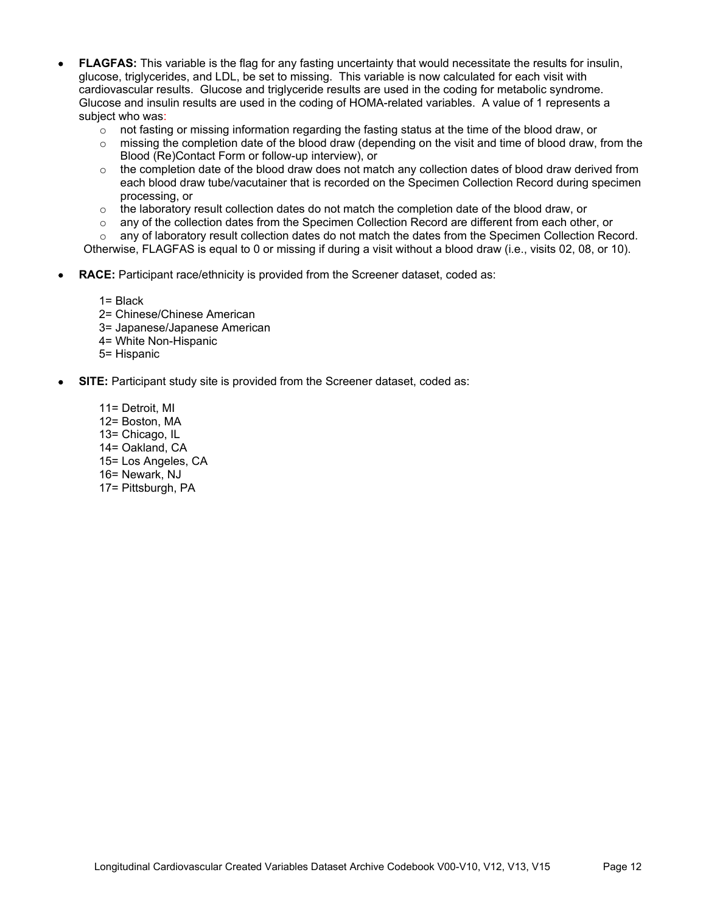- **FLAGFAS:** This variable is the flag for any fasting uncertainty that would necessitate the results for insulin, glucose, triglycerides, and LDL, be set to missing. This variable is now calculated for each visit with cardiovascular results. Glucose and triglyceride results are used in the coding for metabolic syndrome. Glucose and insulin results are used in the coding of HOMA-related variables. A value of 1 represents a subject who was:
  - not fasting or missing information regarding the fasting status at the time of the blood draw, or
  - missing the completion date of the blood draw (depending on the visit and time of blood draw, from the Blood (Re)Contact Form or follow-up interview), or
  - the completion date of the blood draw does not match any collection dates of blood draw derived from each blood draw tube/vacutainer that is recorded on the Specimen Collection Record during specimen processing, or
  - the laboratory result collection dates do not match the completion date of the blood draw, or
  - any of the collection dates from the Specimen Collection Record are different from each other, or
  - any of laboratory result collection dates do not match the dates from the Specimen Collection Record.

  Otherwise, FLAGFAS is equal to 0 or missing if during a visit without a blood draw (i.e., visits 02, 08, or 10).

- **RACE:** Participant race/ethnicity is provided from the Screener dataset, coded as:

  1= Black
  2= Chinese/Chinese American
  3= Japanese/Japanese American
  4= White Non-Hispanic
  5= Hispanic

- **SITE:** Participant study site is provided from the Screener dataset, coded as:

  11= Detroit, MI
  12= Boston, MA
  13= Chicago, IL
  14= Oakland, CA
  15= Los Angeles, CA
  16= Newark, NJ
  17= Pittsburgh, PA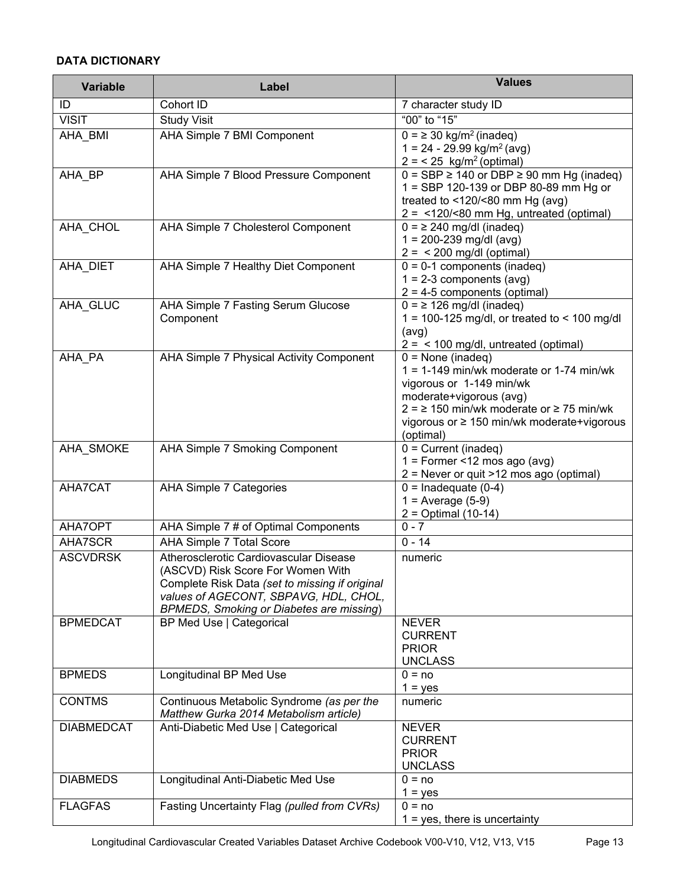**DATA DICTIONARY**

| Variable | Label | Values |
|---|---|---|
| ID | Cohort ID | 7 character study ID |
| VISIT | Study Visit | "00" to "15" |
| AHA_BMI | AHA Simple 7 BMI Component | 0 = ≥ 30 kg/m$^2$ (inadeq)<br>1 = 24 - 29.99 kg/m$^2$ (avg)<br>2 = < 25 kg/m$^2$ (optimal) |
| AHA_BP | AHA Simple 7 Blood Pressure Component | 0 = SBP ≥ 140 or DBP ≥ 90 mm Hg (inadeq)<br>1 = SBP 120-139 or DBP 80-89 mm Hg or treated to <120/<80 mm Hg (avg)<br>2 = <120/<80 mm Hg, untreated (optimal) |
| AHA_CHOL | AHA Simple 7 Cholesterol Component | 0 = ≥ 240 mg/dl (inadeq)<br>1 = 200-239 mg/dl (avg)<br>2 = < 200 mg/dl (optimal) |
| AHA_DIET | AHA Simple 7 Healthy Diet Component | 0 = 0-1 components (inadeq)<br>1 = 2-3 components (avg)<br>2 = 4-5 components (optimal) |
| AHA_GLUC | AHA Simple 7 Fasting Serum Glucose Component | 0 = ≥ 126 mg/dl (inadeq)<br>1 = 100-125 mg/dl, or treated to < 100 mg/dl (avg)<br>2 = < 100 mg/dl, untreated (optimal) |
| AHA_PA | AHA Simple 7 Physical Activity Component | 0 = None (inadeq)<br>1 = 1-149 min/wk moderate or 1-74 min/wk vigorous or 1-149 min/wk moderate+vigorous (avg)<br>2 = ≥ 150 min/wk moderate or ≥ 75 min/wk vigorous or ≥ 150 min/wk moderate+vigorous (optimal) |
| AHA_SMOKE | AHA Simple 7 Smoking Component | 0 = Current (inadeq)<br>1 = Former <12 mos ago (avg)<br>2 = Never or quit >12 mos ago (optimal) |
| AHA7CAT | AHA Simple 7 Categories | 0 = Inadequate (0-4)<br>1 = Average (5-9)<br>2 = Optimal (10-14) |
| AHA7OPT | AHA Simple 7 # of Optimal Components | 0 - 7 |
| AHA7SCR | AHA Simple 7 Total Score | 0 - 14 |
| ASCVDRSK | Atherosclerotic Cardiovascular Disease (ASCVD) Risk Score For Women With Complete Risk Data *(set to missing if original values of AGECONT, SBPAVG, HDL, CHOL, BPMEDS, Smoking or Diabetes are missing)* | numeric |
| BPMEDCAT | BP Med Use \| Categorical | NEVER<br>CURRENT<br>PRIOR<br>UNCLASS |
| BPMEDS | Longitudinal BP Med Use | 0 = no<br>1 = yes |
| CONTMS | Continuous Metabolic Syndrome *(as per the Matthew Gurka 2014 Metabolism article)* | numeric |
| DIABMEDCAT | Anti-Diabetic Med Use \| Categorical | NEVER<br>CURRENT<br>PRIOR<br>UNCLASS |
| DIABMEDS | Longitudinal Anti-Diabetic Med Use | 0 = no<br>1 = yes |
| FLAGFAS | Fasting Uncertainty Flag *(pulled from CVRs)* | 0 = no<br>1 = yes, there is uncertainty |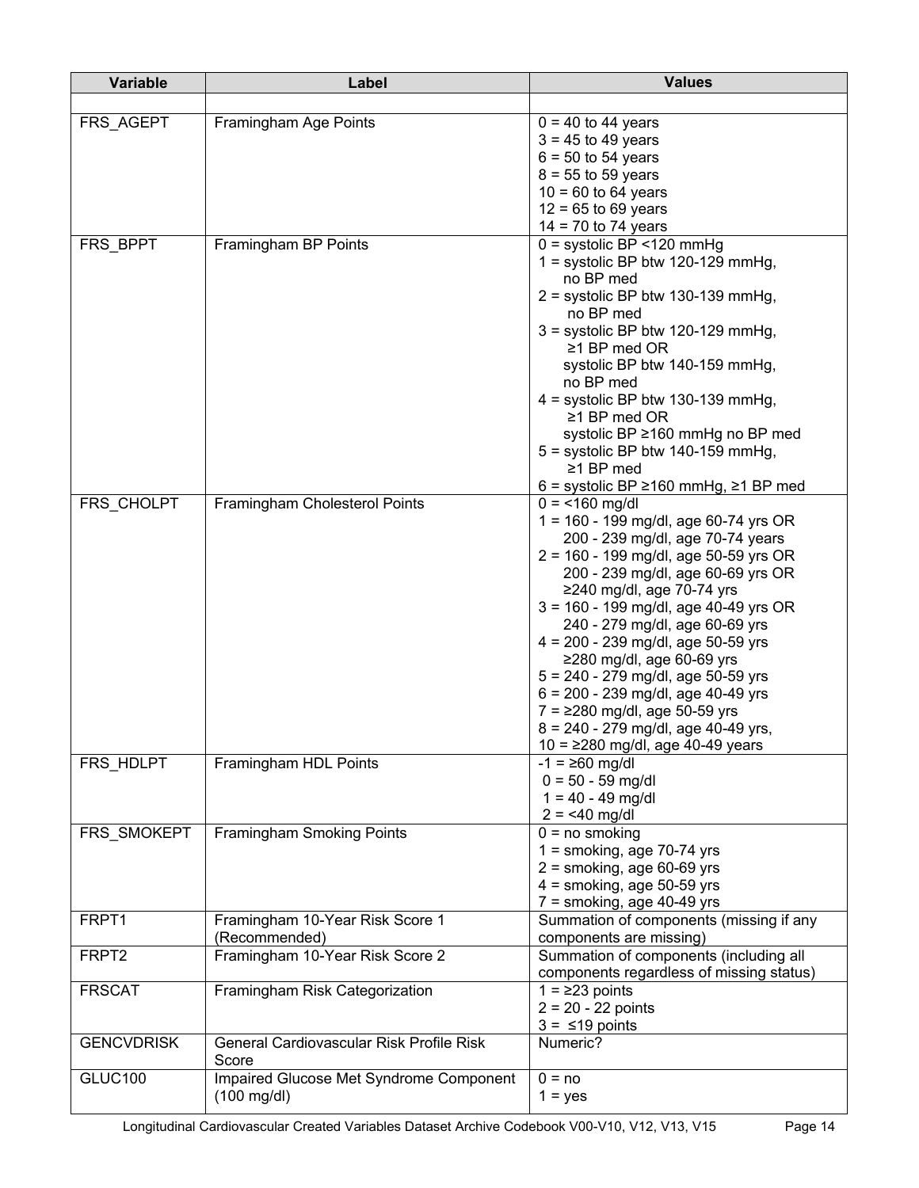| Variable | Label | Values |
|---|---|---|
| | | |
| FRS_AGEPT | Framingham Age Points | 0 = 40 to 44 years<br>3 = 45 to 49 years<br>6 = 50 to 54 years<br>8 = 55 to 59 years<br>10 = 60 to 64 years<br>12 = 65 to 69 years<br>14 = 70 to 74 years |
| FRS_BPPT | Framingham BP Points | 0 = systolic BP <120 mmHg<br>1 = systolic BP btw 120-129 mmHg, no BP med<br>2 = systolic BP btw 130-139 mmHg, no BP med<br>3 = systolic BP btw 120-129 mmHg, ≥1 BP med OR systolic BP btw 140-159 mmHg, no BP med<br>4 = systolic BP btw 130-139 mmHg, ≥1 BP med OR systolic BP ≥160 mmHg no BP med<br>5 = systolic BP btw 140-159 mmHg, ≥1 BP med<br>6 = systolic BP ≥160 mmHg, ≥1 BP med |
| FRS_CHOLPT | Framingham Cholesterol Points | 0 = <160 mg/dl<br>1 = 160 - 199 mg/dl, age 60-74 yrs OR 200 - 239 mg/dl, age 70-74 years<br>2 = 160 - 199 mg/dl, age 50-59 yrs OR 200 - 239 mg/dl, age 60-69 yrs OR ≥240 mg/dl, age 70-74 yrs<br>3 = 160 - 199 mg/dl, age 40-49 yrs OR 240 - 279 mg/dl, age 60-69 yrs<br>4 = 200 - 239 mg/dl, age 50-59 yrs ≥280 mg/dl, age 60-69 yrs<br>5 = 240 - 279 mg/dl, age 50-59 yrs<br>6 = 200 - 239 mg/dl, age 40-49 yrs<br>7 = ≥280 mg/dl, age 50-59 yrs<br>8 = 240 - 279 mg/dl, age 40-49 yrs,<br>10 = ≥280 mg/dl, age 40-49 years |
| FRS_HDLPT | Framingham HDL Points | -1 = ≥60 mg/dl<br>0 = 50 - 59 mg/dl<br>1 = 40 - 49 mg/dl<br>2 = <40 mg/dl |
| FRS_SMOKEPT | Framingham Smoking Points | 0 = no smoking<br>1 = smoking, age 70-74 yrs<br>2 = smoking, age 60-69 yrs<br>4 = smoking, age 50-59 yrs<br>7 = smoking, age 40-49 yrs |
| FRPT1 | Framingham 10-Year Risk Score 1 (Recommended) | Summation of components (missing if any components are missing) |
| FRPT2 | Framingham 10-Year Risk Score 2 | Summation of components (including all components regardless of missing status) |
| FRSCAT | Framingham Risk Categorization | 1 = ≥23 points<br>2 = 20 - 22 points<br>3 = ≤19 points |
| GENCVDRISK | General Cardiovascular Risk Profile Risk Score | Numeric? |
| GLUC100 | Impaired Glucose Met Syndrome Component (100 mg/dl) | 0 = no<br>1 = yes |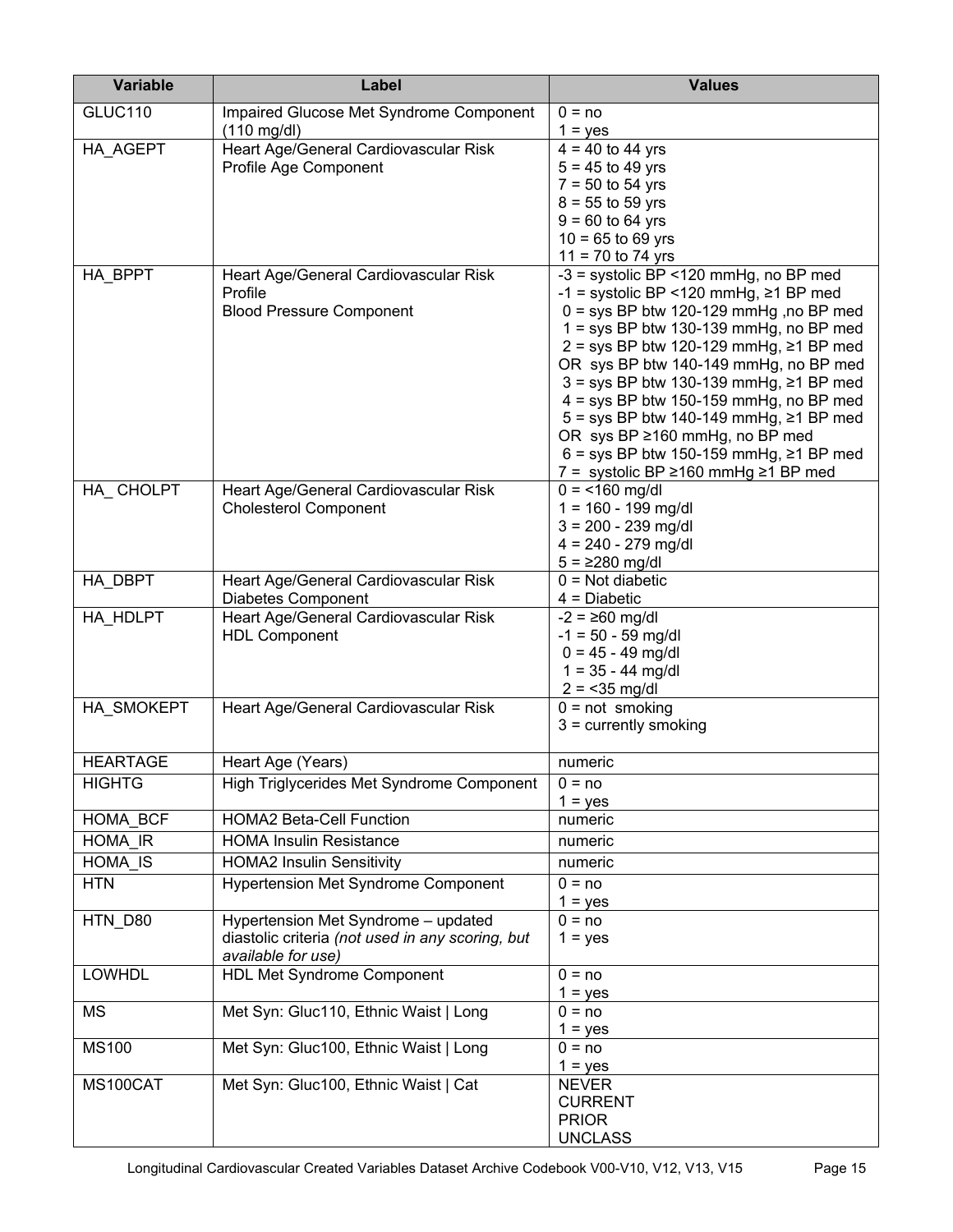| Variable | Label | Values |
|---|---|---|
| GLUC110 | Impaired Glucose Met Syndrome Component (110 mg/dl) | 0 = no<br>1 = yes |
| HA_AGEPT | Heart Age/General Cardiovascular Risk Profile Age Component | 4 = 40 to 44 yrs<br>5 = 45 to 49 yrs<br>7 = 50 to 54 yrs<br>8 = 55 to 59 yrs<br>9 = 60 to 64 yrs<br>10 = 65 to 69 yrs<br>11 = 70 to 74 yrs |
| HA_BPPT | Heart Age/General Cardiovascular Risk Profile<br>Blood Pressure Component | -3 = systolic BP <120 mmHg, no BP med<br>-1 = systolic BP <120 mmHg, ≥1 BP med<br>0 = sys BP btw 120-129 mmHg ,no BP med<br>1 = sys BP btw 130-139 mmHg, no BP med<br>2 = sys BP btw 120-129 mmHg, ≥1 BP med OR sys BP btw 140-149 mmHg, no BP med<br>3 = sys BP btw 130-139 mmHg, ≥1 BP med<br>4 = sys BP btw 150-159 mmHg, no BP med<br>5 = sys BP btw 140-149 mmHg, ≥1 BP med OR sys BP ≥160 mmHg, no BP med<br>6 = sys BP btw 150-159 mmHg, ≥1 BP med<br>7 = systolic BP ≥160 mmHg ≥1 BP med |
| HA_ CHOLPT | Heart Age/General Cardiovascular Risk Cholesterol Component | 0 = <160 mg/dl<br>1 = 160 - 199 mg/dl<br>3 = 200 - 239 mg/dl<br>4 = 240 - 279 mg/dl<br>5 = ≥280 mg/dl |
| HA_DBPT | Heart Age/General Cardiovascular Risk Diabetes Component | 0 = Not diabetic<br>4 = Diabetic |
| HA_HDLPT | Heart Age/General Cardiovascular Risk HDL Component | -2 = ≥60 mg/dl<br>-1 = 50 - 59 mg/dl<br>0 = 45 - 49 mg/dl<br>1 = 35 - 44 mg/dl<br>2 = <35 mg/dl |
| HA_SMOKEPT | Heart Age/General Cardiovascular Risk | 0 = not smoking<br>3 = currently smoking |
| HEARTAGE | Heart Age (Years) | numeric |
| HIGHTG | High Triglycerides Met Syndrome Component | 0 = no<br>1 = yes |
| HOMA_BCF | HOMA2 Beta-Cell Function | numeric |
| HOMA_IR | HOMA Insulin Resistance | numeric |
| HOMA_IS | HOMA2 Insulin Sensitivity | numeric |
| HTN | Hypertension Met Syndrome Component | 0 = no<br>1 = yes |
| HTN_D80 | Hypertension Met Syndrome – updated diastolic criteria *(not used in any scoring, but available for use)* | 0 = no<br>1 = yes |
| LOWHDL | HDL Met Syndrome Component | 0 = no<br>1 = yes |
| MS | Met Syn: Gluc110, Ethnic Waist \| Long | 0 = no<br>1 = yes |
| MS100 | Met Syn: Gluc100, Ethnic Waist \| Long | 0 = no<br>1 = yes |
| MS100CAT | Met Syn: Gluc100, Ethnic Waist \| Cat | NEVER<br>CURRENT<br>PRIOR<br>UNCLASS |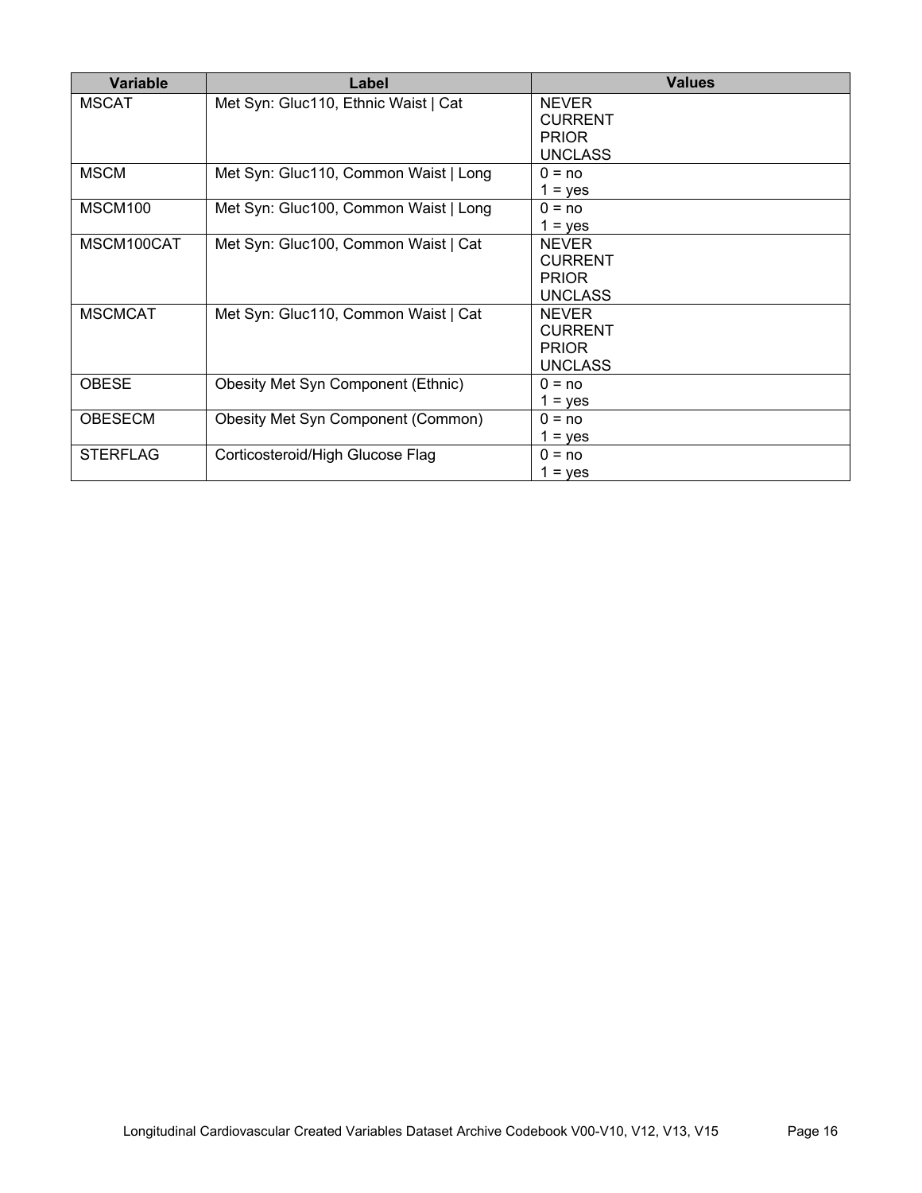| Variable | Label | Values |
|---|---|---|
| MSCAT | Met Syn: Gluc110, Ethnic Waist \| Cat | NEVER<br>CURRENT<br>PRIOR<br>UNCLASS |
| MSCM | Met Syn: Gluc110, Common Waist \| Long | 0 = no<br>1 = yes |
| MSCM100 | Met Syn: Gluc100, Common Waist \| Long | 0 = no<br>1 = yes |
| MSCM100CAT | Met Syn: Gluc100, Common Waist \| Cat | NEVER<br>CURRENT<br>PRIOR<br>UNCLASS |
| MSCMCAT | Met Syn: Gluc110, Common Waist \| Cat | NEVER<br>CURRENT<br>PRIOR<br>UNCLASS |
| OBESE | Obesity Met Syn Component (Ethnic) | 0 = no<br>1 = yes |
| OBESECM | Obesity Met Syn Component (Common) | 0 = no<br>1 = yes |
| STERFLAG | Corticosteroid/High Glucose Flag | 0 = no<br>1 = yes |